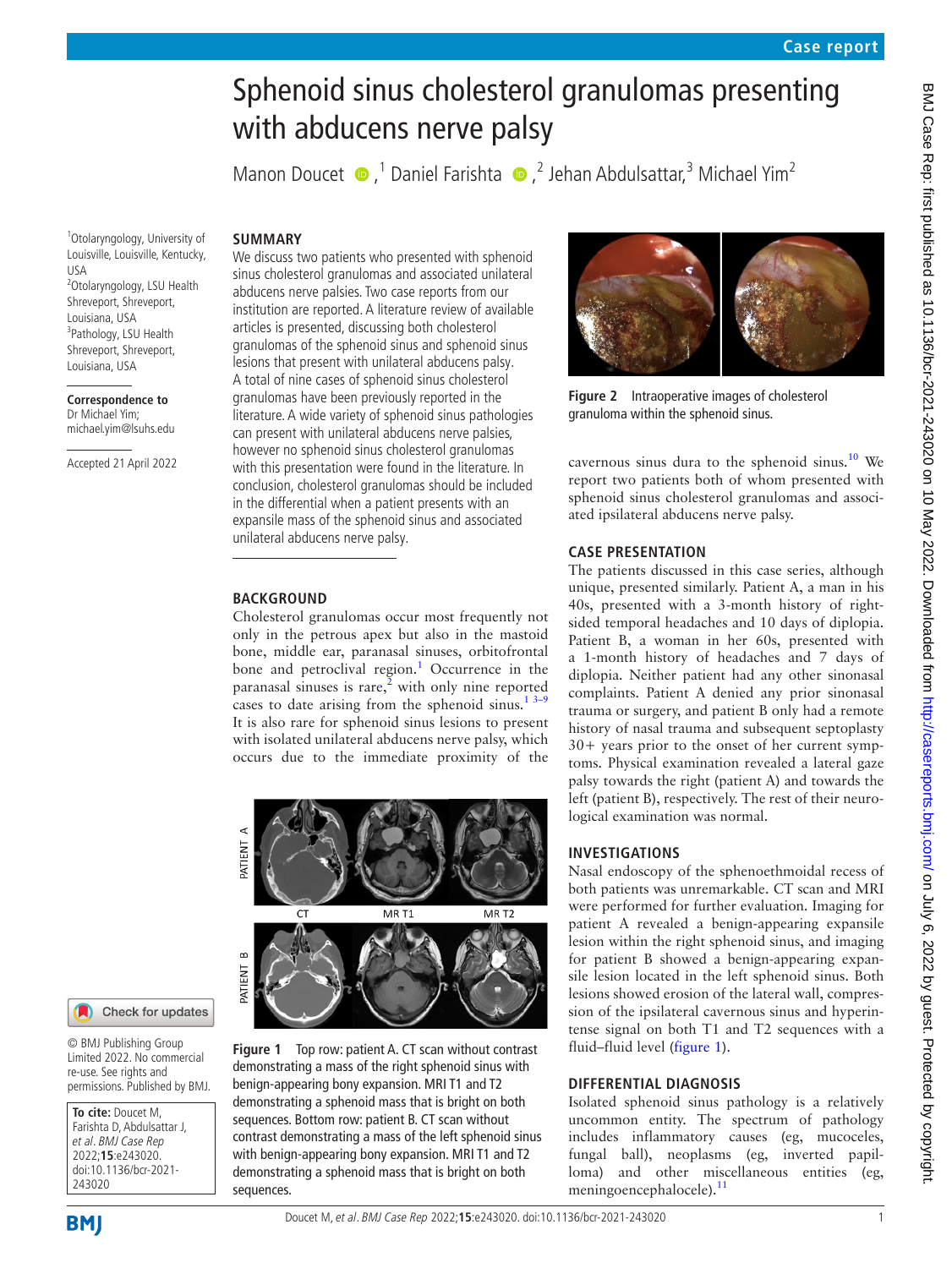# Sphenoid sinus cholesterol granulomas presenting with abducens nerve palsy

Manon Doucet ,[1] Daniel Farishta ,[2] Jehan Abdulsattar,[3] Michael Yim[2]

[1]Otolaryngology, University of Louisville, Louisville, Kentucky, USA
[2]Otolaryngology, LSU Health Shreveport, Shreveport, Louisiana, USA
[3]Pathology, LSU Health Shreveport, Shreveport, Louisiana, USA

**Correspondence to**
Dr Michael Yim;
michael.yim@lsuhs.edu

Accepted 21 April 2022

© BMJ Publishing Group Limited 2022. No commercial re-use. See rights and permissions. Published by BMJ.

**To cite:** Doucet M, Farishta D, Abdulsattar J, *et al. BMJ Case Rep* 2022;**15**:e243020. doi:10.1136/bcr-2021-243020

## SUMMARY

We discuss two patients who presented with sphenoid sinus cholesterol granulomas and associated unilateral abducens nerve palsies. Two case reports from our institution are reported. A literature review of available articles is presented, discussing both cholesterol granulomas of the sphenoid sinus and sphenoid sinus lesions that present with unilateral abducens nerve palsy. A total of nine cases of sphenoid sinus cholesterol granulomas have been previously reported in the literature. A wide variety of sphenoid sinus pathologies can present with unilateral abducens nerve palsies, however no sphenoid sinus cholesterol granulomas with this presentation were found in the literature. In conclusion, cholesterol granulomas should be included in the differential when a patient presents with an expansile mass of the sphenoid sinus and associated unilateral abducens nerve palsy.

## BACKGROUND

Cholesterol granulomas occur most frequently not only in the petrous apex but also in the mastoid bone, middle ear, paranasal sinuses, orbitofrontal bone and petroclival region.[1] Occurrence in the paranasal sinuses is rare,[2] with only nine reported cases to date arising from the sphenoid sinus.[1 3–9] It is also rare for sphenoid sinus lesions to present with isolated unilateral abducens nerve palsy, which occurs due to the immediate proximity of the cavernous sinus dura to the sphenoid sinus.[10] We report two patients both of whom presented with sphenoid sinus cholesterol granulomas and associated ipsilateral abducens nerve palsy.

Figure 1 Top row: patient A. CT scan without contrast demonstrating a mass of the right sphenoid sinus with benign-appearing bony expansion. MRI T1 and T2 demonstrating a sphenoid mass that is bright on both sequences. Bottom row: patient B. CT scan without contrast demonstrating a mass of the left sphenoid sinus with benign-appearing bony expansion. MRI T1 and T2 demonstrating a sphenoid mass that is bright on both sequences.

Figure 2 Intraoperative images of cholesterol granuloma within the sphenoid sinus.

## CASE PRESENTATION

The patients discussed in this case series, although unique, presented similarly. Patient A, a man in his 40s, presented with a 3-month history of right-sided temporal headaches and 10 days of diplopia. Patient B, a woman in her 60s, presented with a 1-month history of headaches and 7 days of diplopia. Neither patient had any other sinonasal complaints. Patient A denied any prior sinonasal trauma or surgery, and patient B only had a remote history of nasal trauma and subsequent septoplasty 30+ years prior to the onset of her current symptoms. Physical examination revealed a lateral gaze palsy towards the right (patient A) and towards the left (patient B), respectively. The rest of their neurological examination was normal.

## INVESTIGATIONS

Nasal endoscopy of the sphenoethmoidal recess of both patients was unremarkable. CT scan and MRI were performed for further evaluation. Imaging for patient A revealed a benign-appearing expansile lesion within the right sphenoid sinus, and imaging for patient B showed a benign-appearing expansile lesion located in the left sphenoid sinus. Both lesions showed erosion of the lateral wall, compression of the ipsilateral cavernous sinus and hyperintense signal on both T1 and T2 sequences with a fluid–fluid level (figure 1).

## DIFFERENTIAL DIAGNOSIS

Isolated sphenoid sinus pathology is a relatively uncommon entity. The spectrum of pathology includes inflammatory causes (eg, mucoceles, fungal ball), neoplasms (eg, inverted papilloma) and other miscellaneous entities (eg, meningoencephalocele).[11]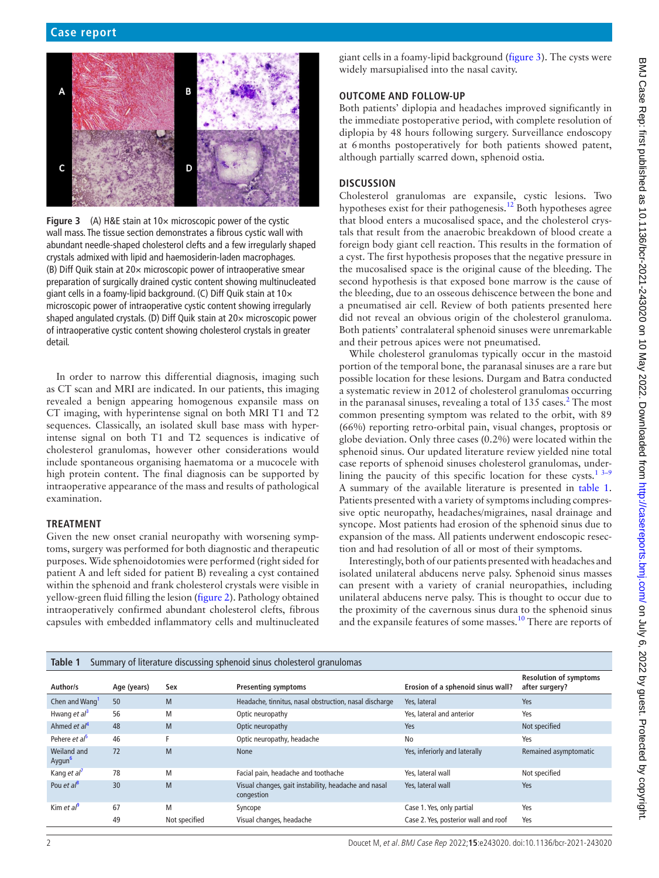Figure 3 (A) H&E stain at 10× microscopic power of the cystic wall mass. The tissue section demonstrates a fibrous cystic wall with abundant needle-shaped cholesterol clefts and a few irregularly shaped crystals admixed with lipid and haemosiderin-laden macrophages. (B) Diff Quik stain at 20× microscopic power of intraoperative smear preparation of surgically drained cystic content showing multinucleated giant cells in a foamy-lipid background. (C) Diff Quik stain at 10× microscopic power of intraoperative cystic content showing irregularly shaped angulated crystals. (D) Diff Quik stain at 20× microscopic power of intraoperative cystic content showing cholesterol crystals in greater detail.

In order to narrow this differential diagnosis, imaging such as CT scan and MRI are indicated. In our patients, this imaging revealed a benign appearing homogenous expansile mass on CT imaging, with hyperintense signal on both MRI T1 and T2 sequences. Classically, an isolated skull base mass with hyperintense signal on both T1 and T2 sequences is indicative of cholesterol granulomas, however other considerations would include spontaneous organising haematoma or a mucocele with high protein content. The final diagnosis can be supported by intraoperative appearance of the mass and results of pathological examination.

## TREATMENT

Given the new onset cranial neuropathy with worsening symptoms, surgery was performed for both diagnostic and therapeutic purposes. Wide sphenoidotomies were performed (right sided for patient A and left sided for patient B) revealing a cyst contained within the sphenoid and frank cholesterol crystals were visible in yellow-green fluid filling the lesion (figure 2). Pathology obtained intraoperatively confirmed abundant cholesterol clefts, fibrous capsules with embedded inflammatory cells and multinucleated giant cells in a foamy-lipid background (figure 3). The cysts were widely marsupialised into the nasal cavity.

## OUTCOME AND FOLLOW-UP

Both patients' diplopia and headaches improved significantly in the immediate postoperative period, with complete resolution of diplopia by 48 hours following surgery. Surveillance endoscopy at 6 months postoperatively for both patients showed patent, although partially scarred down, sphenoid ostia.

## DISCUSSION

Cholesterol granulomas are expansile, cystic lesions. Two hypotheses exist for their pathogenesis.[12] Both hypotheses agree that blood enters a mucosalised space, and the cholesterol crystals that result from the anaerobic breakdown of blood create a foreign body giant cell reaction. This results in the formation of a cyst. The first hypothesis proposes that the negative pressure in the mucosalised space is the original cause of the bleeding. The second hypothesis is that exposed bone marrow is the cause of the bleeding, due to an osseous dehiscence between the bone and a pneumatised air cell. Review of both patients presented here did not reveal an obvious origin of the cholesterol granuloma. Both patients' contralateral sphenoid sinuses were unremarkable and their petrous apices were not pneumatised.

While cholesterol granulomas typically occur in the mastoid portion of the temporal bone, the paranasal sinuses are a rare but possible location for these lesions. Durgam and Batra conducted a systematic review in 2012 of cholesterol granulomas occurring in the paranasal sinuses, revealing a total of 135 cases.[2] The most common presenting symptom was related to the orbit, with 89 (66%) reporting retro-orbital pain, visual changes, proptosis or globe deviation. Only three cases (0.2%) were located within the sphenoid sinus. Our updated literature review yielded nine total case reports of sphenoid sinuses cholesterol granulomas, underlining the paucity of this specific location for these cysts.[1 3–9] A summary of the available literature is presented in table 1. Patients presented with a variety of symptoms including compressive optic neuropathy, headaches/migraines, nasal drainage and syncope. Most patients had erosion of the sphenoid sinus due to expansion of the mass. All patients underwent endoscopic resection and had resolution of all or most of their symptoms.

Interestingly, both of our patients presented with headaches and isolated unilateral abducens nerve palsy. Sphenoid sinus masses can present with a variety of cranial neuropathies, including unilateral abducens nerve palsy. This is thought to occur due to the proximity of the cavernous sinus dura to the sphenoid sinus and the expansile features of some masses.[10] There are reports of

Table 1 Summary of literature discussing sphenoid sinus cholesterol granulomas

| Author/s | Age (years) | Sex | Presenting symptoms | Erosion of a sphenoid sinus wall? | Resolution of symptoms after surgery? |
|---|---|---|---|---|---|
| Chen and Wang[1] | 50 | M | Headache, tinnitus, nasal obstruction, nasal discharge | Yes, lateral | Yes |
| Hwang *et al*[3] | 56 | M | Optic neuropathy | Yes, lateral and anterior | Yes |
| Ahmed *et al*[4] | 48 | M | Optic neuropathy | Yes | Not specified |
| Pehere *et al*[5] | 46 | F | Optic neuropathy, headache | No | Yes |
| Weiland and Aygun[6] | 72 | M | None | Yes, inferiorly and laterally | Remained asymptomatic |
| Kang *et al*[7] | 78 | M | Facial pain, headache and toothache | Yes, lateral wall | Not specified |
| Pou *et al*[8] | 30 | M | Visual changes, gait instability, headache and nasal congestion | Yes, lateral wall | Yes |
| Kim *et al*[9] | 67 | M | Syncope | Case 1. Yes, only partial | Yes |
| | 49 | Not specified | Visual changes, headache | Case 2. Yes, posterior wall and roof | Yes |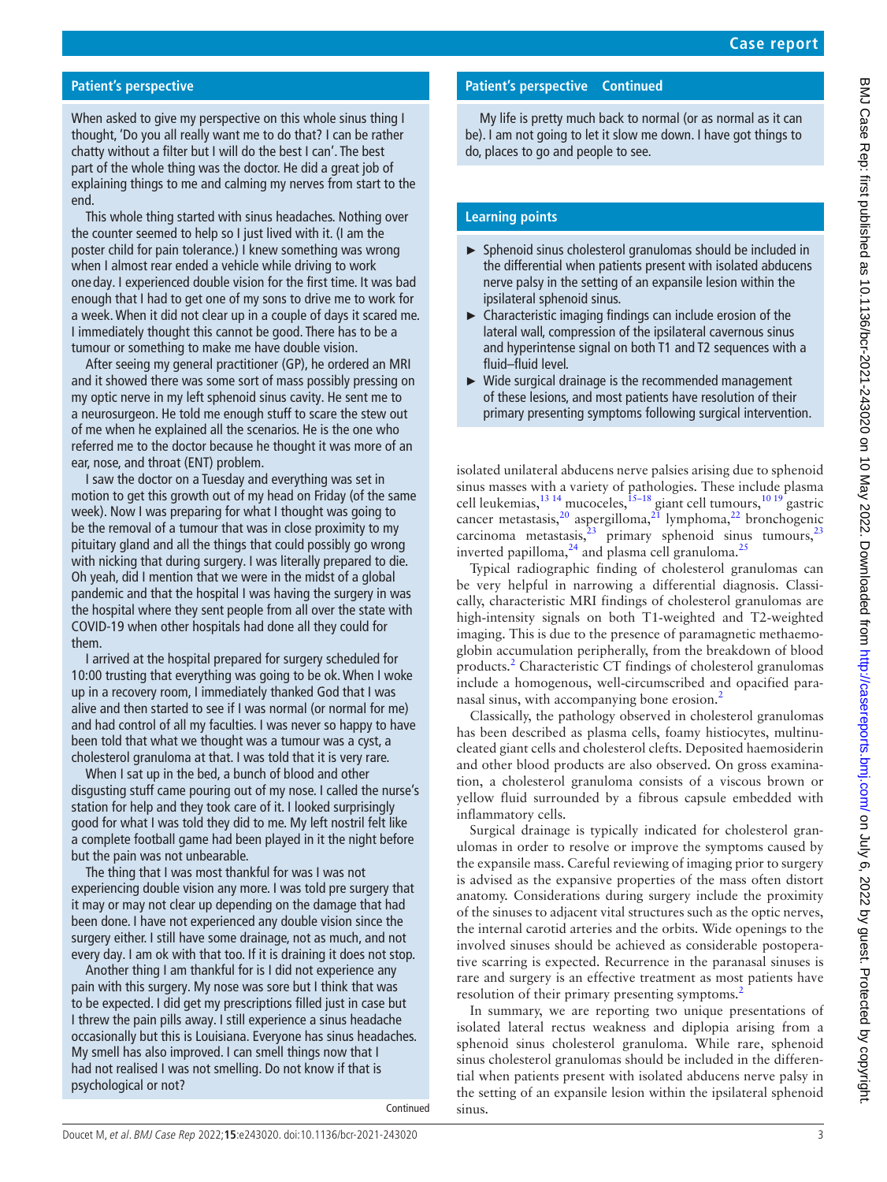## Patient's perspective

When asked to give my perspective on this whole sinus thing I thought, 'Do you all really want me to do that? I can be rather chatty without a filter but I will do the best I can'. The best part of the whole thing was the doctor. He did a great job of explaining things to me and calming my nerves from start to the end.

This whole thing started with sinus headaches. Nothing over the counter seemed to help so I just lived with it. (I am the poster child for pain tolerance.) I knew something was wrong when I almost rear ended a vehicle while driving to work oneday. I experienced double vision for the first time. It was bad enough that I had to get one of my sons to drive me to work for a week. When it did not clear up in a couple of days it scared me. I immediately thought this cannot be good. There has to be a tumour or something to make me have double vision.

After seeing my general practitioner (GP), he ordered an MRI and it showed there was some sort of mass possibly pressing on my optic nerve in my left sphenoid sinus cavity. He sent me to a neurosurgeon. He told me enough stuff to scare the stew out of me when he explained all the scenarios. He is the one who referred me to the doctor because he thought it was more of an ear, nose, and throat (ENT) problem.

I saw the doctor on a Tuesday and everything was set in motion to get this growth out of my head on Friday (of the same week). Now I was preparing for what I thought was going to be the removal of a tumour that was in close proximity to my pituitary gland and all the things that could possibly go wrong with nicking that during surgery. I was literally prepared to die. Oh yeah, did I mention that we were in the midst of a global pandemic and that the hospital I was having the surgery in was the hospital where they sent people from all over the state with COVID-19 when other hospitals had done all they could for them.

I arrived at the hospital prepared for surgery scheduled for 10:00 trusting that everything was going to be ok. When I woke up in a recovery room, I immediately thanked God that I was alive and then started to see if I was normal (or normal for me) and had control of all my faculties. I was never so happy to have been told that what we thought was a tumour was a cyst, a cholesterol granuloma at that. I was told that it is very rare.

When I sat up in the bed, a bunch of blood and other disgusting stuff came pouring out of my nose. I called the nurse's station for help and they took care of it. I looked surprisingly good for what I was told they did to me. My left nostril felt like a complete football game had been played in it the night before but the pain was not unbearable.

The thing that I was most thankful for was I was not experiencing double vision any more. I was told pre surgery that it may or may not clear up depending on the damage that had been done. I have not experienced any double vision since the surgery either. I still have some drainage, not as much, and not every day. I am ok with that too. If it is draining it does not stop.

Another thing I am thankful for is I did not experience any pain with this surgery. My nose was sore but I think that was to be expected. I did get my prescriptions filled just in case but I threw the pain pills away. I still experience a sinus headache occasionally but this is Louisiana. Everyone has sinus headaches. My smell has also improved. I can smell things now that I had not realised I was not smelling. Do not know if that is psychological or not?

My life is pretty much back to normal (or as normal as it can be). I am not going to let it slow me down. I have got things to do, places to go and people to see.

## Learning points

- Sphenoid sinus cholesterol granulomas should be included in the differential when patients present with isolated abducens nerve palsy in the setting of an expansile lesion within the ipsilateral sphenoid sinus.
- Characteristic imaging findings can include erosion of the lateral wall, compression of the ipsilateral cavernous sinus and hyperintense signal on both T1 and T2 sequences with a fluid–fluid level.
- Wide surgical drainage is the recommended management of these lesions, and most patients have resolution of their primary presenting symptoms following surgical intervention.

isolated unilateral abducens nerve palsies arising due to sphenoid sinus masses with a variety of pathologies. These include plasma cell leukemias,[13 14] mucoceles,[15–18] giant cell tumours,[10 19] gastric cancer metastasis,[20] aspergilloma,[21] lymphoma,[22] bronchogenic carcinoma metastasis,[23] primary sphenoid sinus tumours,[23] inverted papilloma,[24] and plasma cell granuloma.[25]

Typical radiographic finding of cholesterol granulomas can be very helpful in narrowing a differential diagnosis. Classically, characteristic MRI findings of cholesterol granulomas are high-intensity signals on both T1-weighted and T2-weighted imaging. This is due to the presence of paramagnetic methaemoglobin accumulation peripherally, from the breakdown of blood products.[2] Characteristic CT findings of cholesterol granulomas include a homogenous, well-circumscribed and opacified paranasal sinus, with accompanying bone erosion.[2]

Classically, the pathology observed in cholesterol granulomas has been described as plasma cells, foamy histiocytes, multinucleated giant cells and cholesterol clefts. Deposited haemosiderin and other blood products are also observed. On gross examination, a cholesterol granuloma consists of a viscous brown or yellow fluid surrounded by a fibrous capsule embedded with inflammatory cells.

Surgical drainage is typically indicated for cholesterol granulomas in order to resolve or improve the symptoms caused by the expansile mass. Careful reviewing of imaging prior to surgery is advised as the expansive properties of the mass often distort anatomy. Considerations during surgery include the proximity of the sinuses to adjacent vital structures such as the optic nerves, the internal carotid arteries and the orbits. Wide openings to the involved sinuses should be achieved as considerable postoperative scarring is expected. Recurrence in the paranasal sinuses is rare and surgery is an effective treatment as most patients have resolution of their primary presenting symptoms.[2]

In summary, we are reporting two unique presentations of isolated lateral rectus weakness and diplopia arising from a sphenoid sinus cholesterol granuloma. While rare, sphenoid sinus cholesterol granulomas should be included in the differential when patients present with isolated abducens nerve palsy in the setting of an expansile lesion within the ipsilateral sphenoid sinus.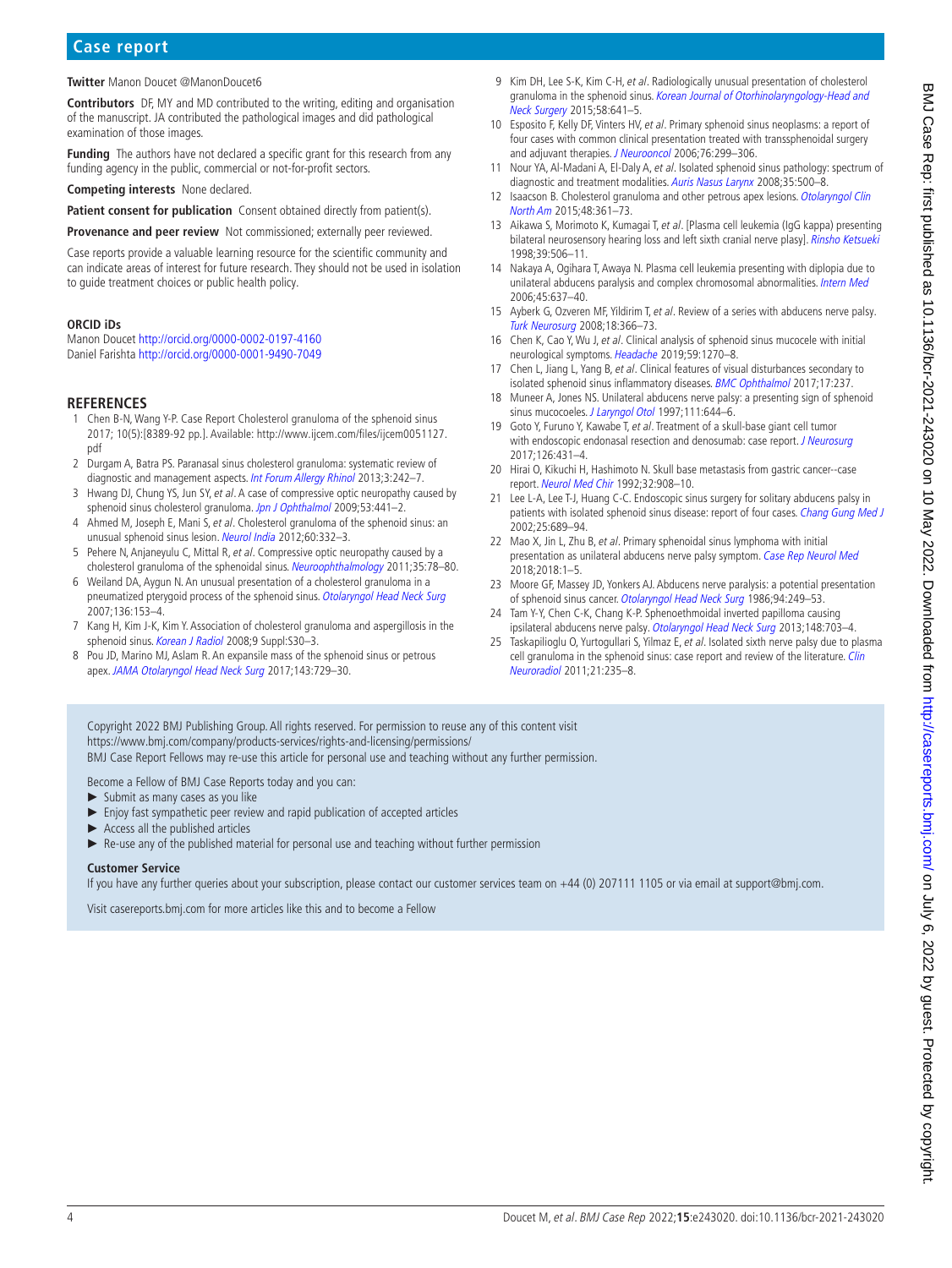**Twitter** Manon Doucet @ManonDoucet6

**Contributors** DF, MY and MD contributed to the writing, editing and organisation of the manuscript. JA contributed the pathological images and did pathological examination of those images.

**Funding** The authors have not declared a specific grant for this research from any funding agency in the public, commercial or not-for-profit sectors.

**Competing interests** None declared.

**Patient consent for publication** Consent obtained directly from patient(s).

**Provenance and peer review** Not commissioned; externally peer reviewed.

Case reports provide a valuable learning resource for the scientific community and can indicate areas of interest for future research. They should not be used in isolation to guide treatment choices or public health policy.

**ORCID iDs**

Manon Doucet http://orcid.org/0000-0002-0197-4160
Daniel Farishta http://orcid.org/0000-0001-9490-7049

## REFERENCES

1. Chen B-N, Wang Y-P. Case Report Cholesterol granuloma of the sphenoid sinus 2017; 10(5):[8389-92 pp.]. Available: http://www.ijcem.com/files/ijcem0051127.pdf
2. Durgam A, Batra PS. Paranasal sinus cholesterol granuloma: systematic review of diagnostic and management aspects. *Int Forum Allergy Rhinol* 2013;3:242–7.
3. Hwang DJ, Chung YS, Jun SY, *et al*. A case of compressive optic neuropathy caused by sphenoid sinus cholesterol granuloma. *Jpn J Ophthalmol* 2009;53:441–2.
4. Ahmed M, Joseph E, Mani S, *et al*. Cholesterol granuloma of the sphenoid sinus: an unusual sphenoid sinus lesion. *Neurol India* 2012;60:332–3.
5. Pehere N, Anjaneyulu C, Mittal R, *et al*. Compressive optic neuropathy caused by a cholesterol granuloma of the sphenoidal sinus. *Neuroophthalmology* 2011;35:78–80.
6. Weiland DA, Aygun N. An unusual presentation of a cholesterol granuloma in a pneumatized pterygoid process of the sphenoid sinus. *Otolaryngol Head Neck Surg* 2007;136:153–4.
7. Kang H, Kim J-K, Kim Y. Association of cholesterol granuloma and aspergillosis in the sphenoid sinus. *Korean J Radiol* 2008;9 Suppl:S30–3.
8. Pou JD, Marino MJ, Aslam R. An expansile mass of the sphenoid sinus or petrous apex. *JAMA Otolaryngol Head Neck Surg* 2017;143:729–30.
9. Kim DH, Lee S-K, Kim C-H, *et al*. Radiologically unusual presentation of cholesterol granuloma in the sphenoid sinus. *Korean Journal of Otorhinolaryngology-Head and Neck Surgery* 2015;58:641–5.
10. Esposito F, Kelly DF, Vinters HV, *et al*. Primary sphenoid sinus neoplasms: a report of four cases with common clinical presentation treated with transsphenoidal surgery and adjuvant therapies. *J Neurooncol* 2006;76:299–306.
11. Nour YA, Al-Madani A, El-Daly A, *et al*. Isolated sphenoid sinus pathology: spectrum of diagnostic and treatment modalities. *Auris Nasus Larynx* 2008;35:500–8.
12. Isaacson B. Cholesterol granuloma and other petrous apex lesions. *Otolaryngol Clin North Am* 2015;48:361–73.
13. Aikawa S, Morimoto K, Kumagai T, *et al*. [Plasma cell leukemia (IgG kappa) presenting bilateral neurosensory hearing loss and left sixth cranial nerve palsy]. *Rinsho Ketsueki* 1998;39:506–11.
14. Nakaya A, Ogihara T, Awaya N. Plasma cell leukemia presenting with diplopia due to unilateral abducens paralysis and complex chromosomal abnormalities. *Intern Med* 2006;45:637–40.
15. Ayberk G, Ozveren MF, Yildirim T, *et al*. Review of a series with abducens nerve palsy. *Turk Neurosurg* 2008;18:366–73.
16. Chen K, Cao Y, Wu J, *et al*. Clinical analysis of sphenoid sinus mucocele with initial neurological symptoms. *Headache* 2019;59:1270–8.
17. Chen L, Jiang L, Yang B, *et al*. Clinical features of visual disturbances secondary to isolated sphenoid sinus inflammatory diseases. *BMC Ophthalmol* 2017;17:237.
18. Muneer A, Jones NS. Unilateral abducens nerve palsy: a presenting sign of sphenoid sinus mucocoeles. *J Laryngol Otol* 1997;111:644–6.
19. Goto Y, Furuno Y, Kawabe T, *et al*. Treatment of a skull-base giant cell tumor with endoscopic endonasal resection and denosumab: case report. *J Neurosurg* 2017;126:431–4.
20. Hirai O, Kikuchi H, Hashimoto N. Skull base metastasis from gastric cancer--case report. *Neurol Med Chir* 1992;32:908–10.
21. Lee L-A, Lee T-J, Huang C-C. Endoscopic sinus surgery for solitary abducens palsy in patients with isolated sphenoid sinus disease: report of four cases. *Chang Gung Med J* 2002;25:689–94.
22. Mao X, Jin L, Zhu B, *et al*. Primary sphenoidal sinus lymphoma with initial presentation as unilateral abducens nerve palsy symptom. *Case Rep Neurol Med* 2018;2018:1–5.
23. Moore GF, Massey JD, Yonkers AJ. Abducens nerve paralysis: a potential presentation of sphenoid sinus cancer. *Otolaryngol Head Neck Surg* 1986;94:249–53.
24. Tam Y-Y, Chen C-K, Chang K-P. Sphenoethmoidal inverted papilloma causing ipsilateral abducens nerve palsy. *Otolaryngol Head Neck Surg* 2013;148:703–4.
25. Taskapilioglu O, Yurtogullari S, Yilmaz E, *et al*. Isolated sixth nerve palsy due to plasma cell granuloma in the sphenoid sinus: case report and review of the literature. *Clin Neuroradiol* 2011;21:235–8.

Copyright 2022 BMJ Publishing Group. All rights reserved. For permission to reuse any of this content visit https://www.bmj.com/company/products-services/rights-and-licensing/permissions/
BMJ Case Report Fellows may re-use this article for personal use and teaching without any further permission.

Become a Fellow of BMJ Case Reports today and you can:

- Submit as many cases as you like
- Enjoy fast sympathetic peer review and rapid publication of accepted articles
- Access all the published articles
- Re-use any of the published material for personal use and teaching without further permission

**Customer Service**

If you have any further queries about your subscription, please contact our customer services team on +44 (0) 207111 1105 or via email at support@bmj.com.

Visit casereports.bmj.com for more articles like this and to become a Fellow